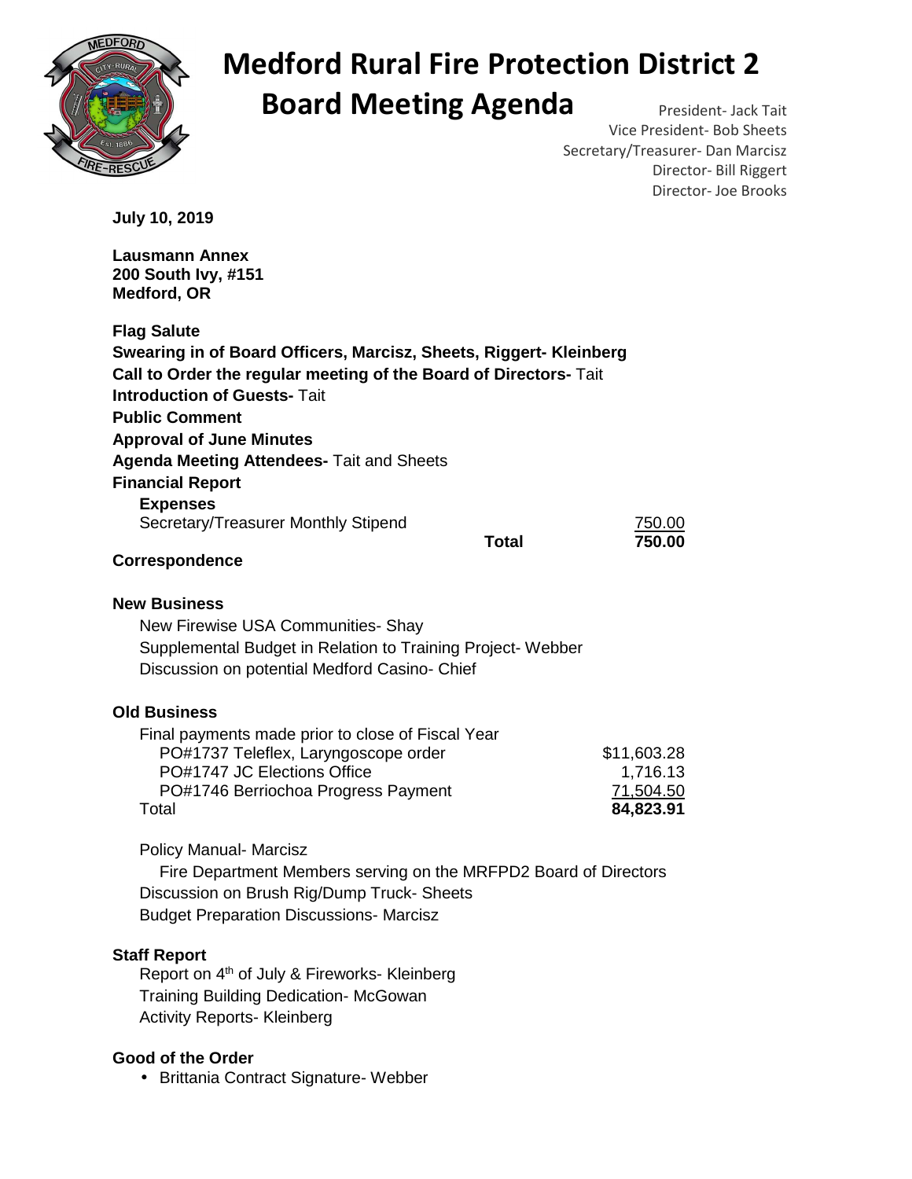# Medford Rural Fire Protection District 2

# Board Meeting Agenda

President- Jack Tait
Vice President- Bob Sheets
Secretary/Treasurer- Dan Marcisz
Director- Bill Riggert
Director- Joe Brooks

**July 10, 2019**

**Lausmann Annex**
**200 South Ivy, #151**
**Medford, OR**

**Flag Salute**
**Swearing in of Board Officers, Marcisz, Sheets, Riggert- Kleinberg**
**Call to Order the regular meeting of the Board of Directors-** Tait
**Introduction of Guests-** Tait
**Public Comment**
**Approval of June Minutes**
**Agenda Meeting Attendees-** Tait and Sheets
**Financial Report**

**Expenses**

| | |
|---|---|
| Secretary/Treasurer Monthly Stipend | 750.00 |
| **Total** | **750.00** |

**Correspondence**

**New Business**

New Firewise USA Communities- Shay
Supplemental Budget in Relation to Training Project- Webber
Discussion on potential Medford Casino- Chief

**Old Business**

Final payments made prior to close of Fiscal Year

| | |
|---|---|
| PO#1737 Teleflex, Laryngoscope order | $11,603.28 |
| PO#1747 JC Elections Office | 1,716.13 |
| PO#1746 Berriochoa Progress Payment | 71,504.50 |
| Total | **84,823.91** |

Policy Manual- Marcisz
Fire Department Members serving on the MRFPD2 Board of Directors
Discussion on Brush Rig/Dump Truck- Sheets
Budget Preparation Discussions- Marcisz

**Staff Report**

Report on 4th of July & Fireworks- Kleinberg
Training Building Dedication- McGowan
Activity Reports- Kleinberg

**Good of the Order**

- Brittania Contract Signature- Webber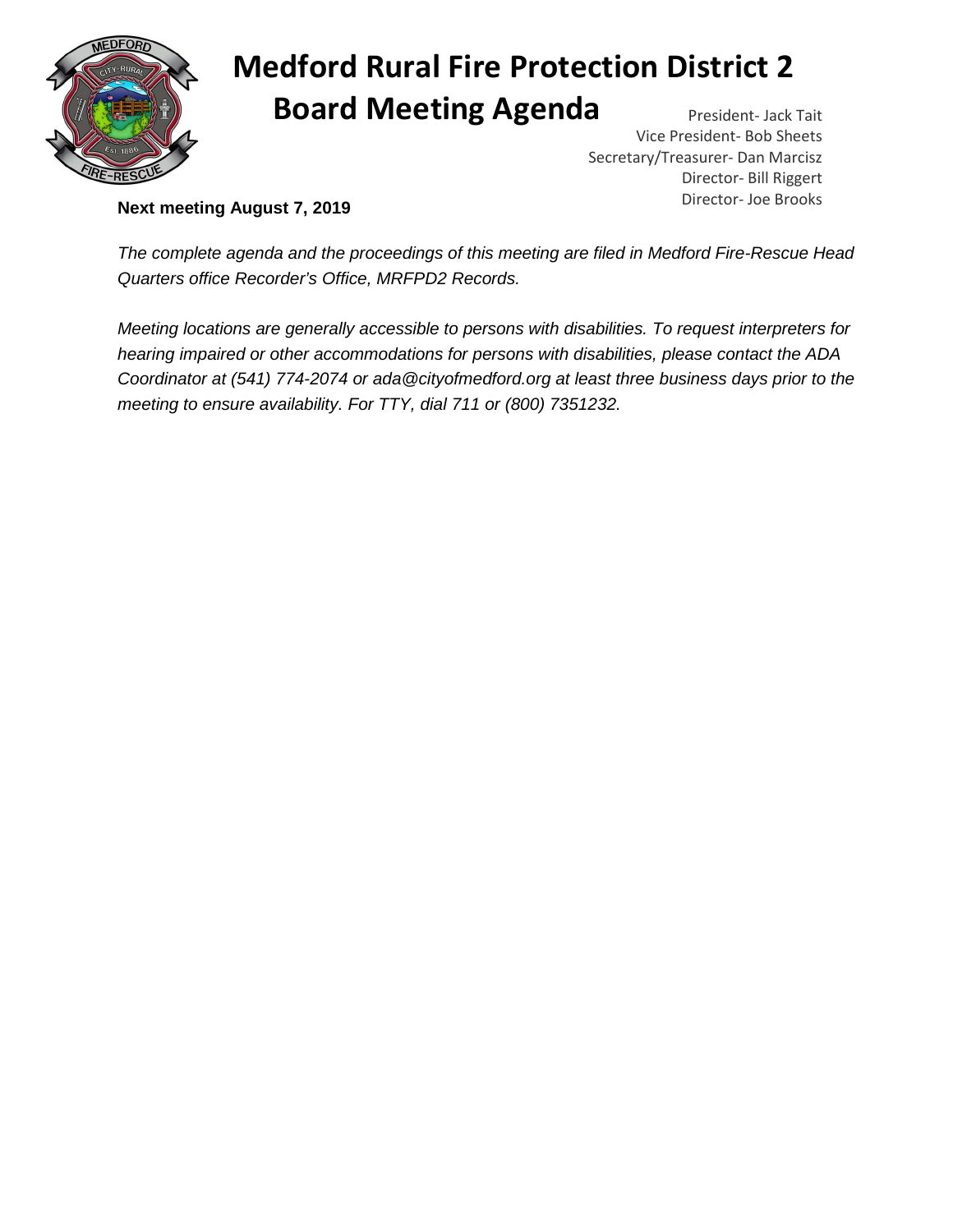# Medford Rural Fire Protection District 2

# Board Meeting Agenda

President- Jack Tait
Vice President- Bob Sheets
Secretary/Treasurer- Dan Marcisz
Director- Bill Riggert
Director- Joe Brooks

**Next meeting August 7, 2019**

*The complete agenda and the proceedings of this meeting are filed in Medford Fire-Rescue Head Quarters office Recorder's Office, MRFPD2 Records.*

*Meeting locations are generally accessible to persons with disabilities. To request interpreters for hearing impaired or other accommodations for persons with disabilities, please contact the ADA Coordinator at (541) 774-2074 or ada@cityofmedford.org at least three business days prior to the meeting to ensure availability. For TTY, dial 711 or (800) 7351232.*